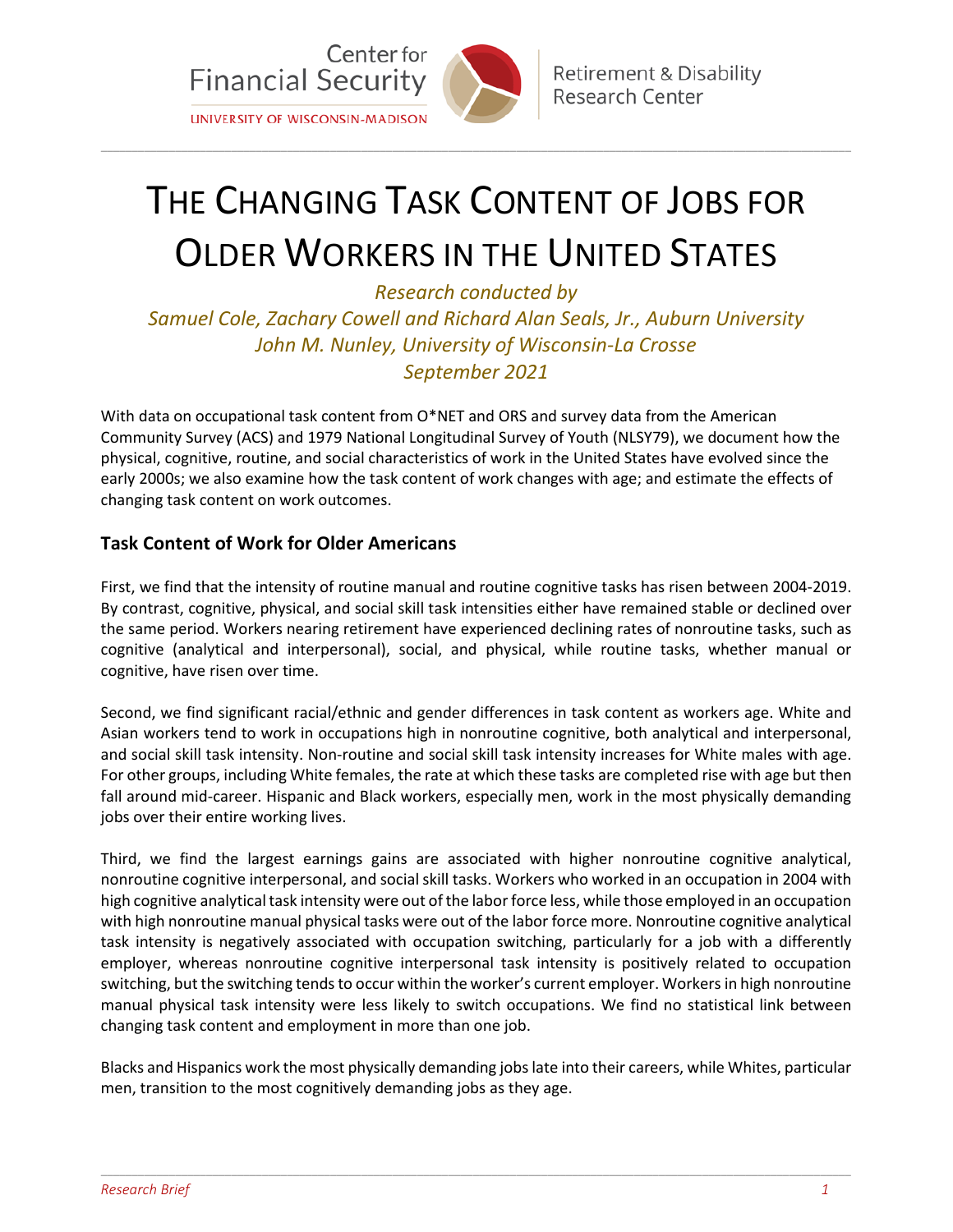Center for Financial Security
UNIVERSITY OF WISCONSIN-MADISON

Retirement & Disability Research Center

# THE CHANGING TASK CONTENT OF JOBS FOR OLDER WORKERS IN THE UNITED STATES

*Research conducted by*
*Samuel Cole, Zachary Cowell and Richard Alan Seals, Jr., Auburn University*
*John M. Nunley, University of Wisconsin-La Crosse*
*September 2021*

With data on occupational task content from O*NET and ORS and survey data from the American Community Survey (ACS) and 1979 National Longitudinal Survey of Youth (NLSY79), we document how the physical, cognitive, routine, and social characteristics of work in the United States have evolved since the early 2000s; we also examine how the task content of work changes with age; and estimate the effects of changing task content on work outcomes.

## Task Content of Work for Older Americans

First, we find that the intensity of routine manual and routine cognitive tasks has risen between 2004-2019. By contrast, cognitive, physical, and social skill task intensities either have remained stable or declined over the same period. Workers nearing retirement have experienced declining rates of nonroutine tasks, such as cognitive (analytical and interpersonal), social, and physical, while routine tasks, whether manual or cognitive, have risen over time.

Second, we find significant racial/ethnic and gender differences in task content as workers age. White and Asian workers tend to work in occupations high in nonroutine cognitive, both analytical and interpersonal, and social skill task intensity. Non-routine and social skill task intensity increases for White males with age. For other groups, including White females, the rate at which these tasks are completed rise with age but then fall around mid-career. Hispanic and Black workers, especially men, work in the most physically demanding jobs over their entire working lives.

Third, we find the largest earnings gains are associated with higher nonroutine cognitive analytical, nonroutine cognitive interpersonal, and social skill tasks. Workers who worked in an occupation in 2004 with high cognitive analytical task intensity were out of the labor force less, while those employed in an occupation with high nonroutine manual physical tasks were out of the labor force more. Nonroutine cognitive analytical task intensity is negatively associated with occupation switching, particularly for a job with a differently employer, whereas nonroutine cognitive interpersonal task intensity is positively related to occupation switching, but the switching tends to occur within the worker's current employer. Workers in high nonroutine manual physical task intensity were less likely to switch occupations. We find no statistical link between changing task content and employment in more than one job.

Blacks and Hispanics work the most physically demanding jobs late into their careers, while Whites, particular men, transition to the most cognitively demanding jobs as they age.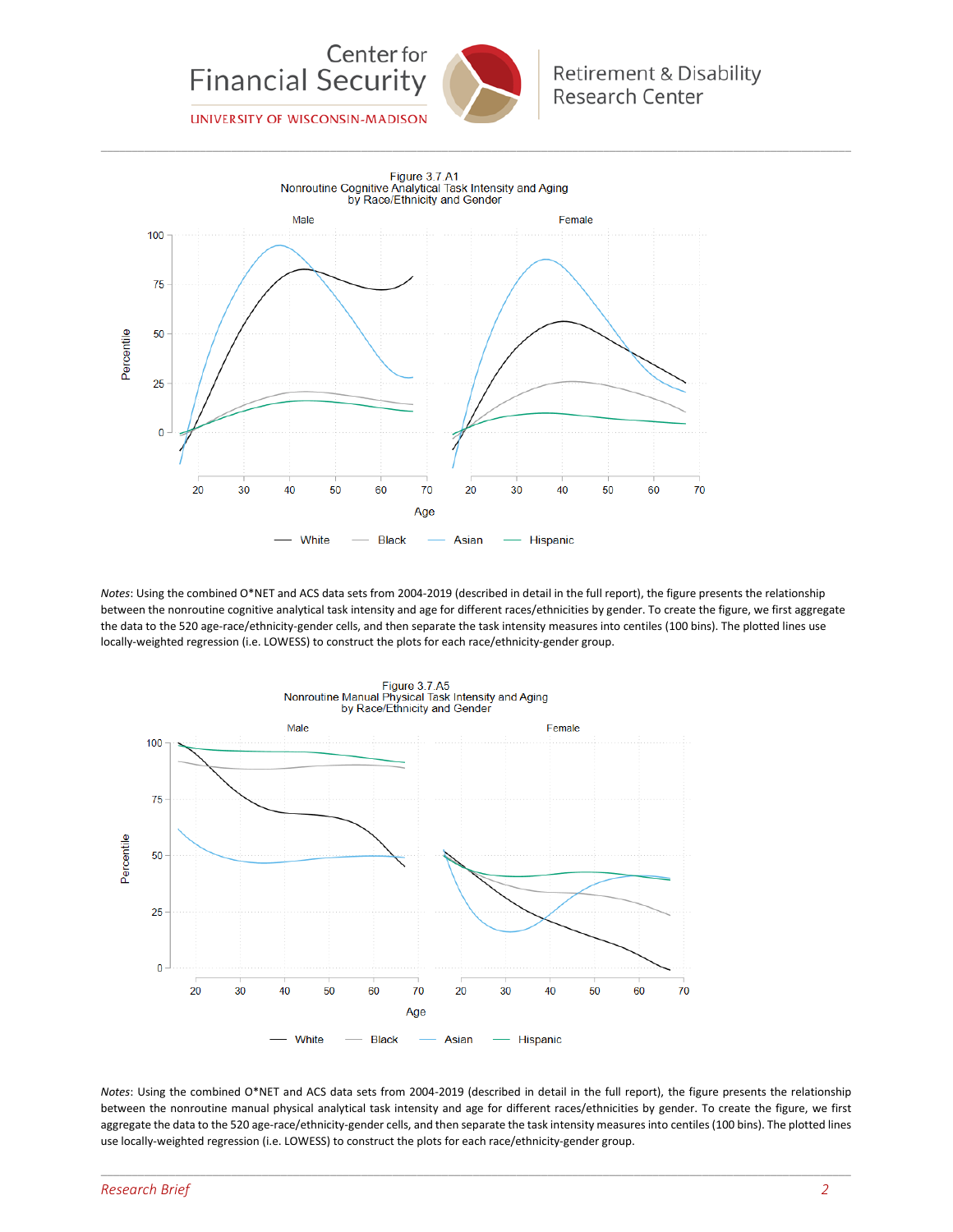Figure 3.7.A1
Nonroutine Cognitive Analytical Task Intensity and Aging
by Race/Ethnicity and Gender

*Notes*: Using the combined O*NET and ACS data sets from 2004-2019 (described in detail in the full report), the figure presents the relationship between the nonroutine cognitive analytical task intensity and age for different races/ethnicities by gender. To create the figure, we first aggregate the data to the 520 age-race/ethnicity-gender cells, and then separate the task intensity measures into centiles (100 bins). The plotted lines use locally-weighted regression (i.e. LOWESS) to construct the plots for each race/ethnicity-gender group.

Figure 3.7.A5
Nonroutine Manual Physical Task Intensity and Aging
by Race/Ethnicity and Gender

*Notes*: Using the combined O*NET and ACS data sets from 2004-2019 (described in detail in the full report), the figure presents the relationship between the nonroutine manual physical analytical task intensity and age for different races/ethnicities by gender. To create the figure, we first aggregate the data to the 520 age-race/ethnicity-gender cells, and then separate the task intensity measures into centiles (100 bins). The plotted lines use locally-weighted regression (i.e. LOWESS) to construct the plots for each race/ethnicity-gender group.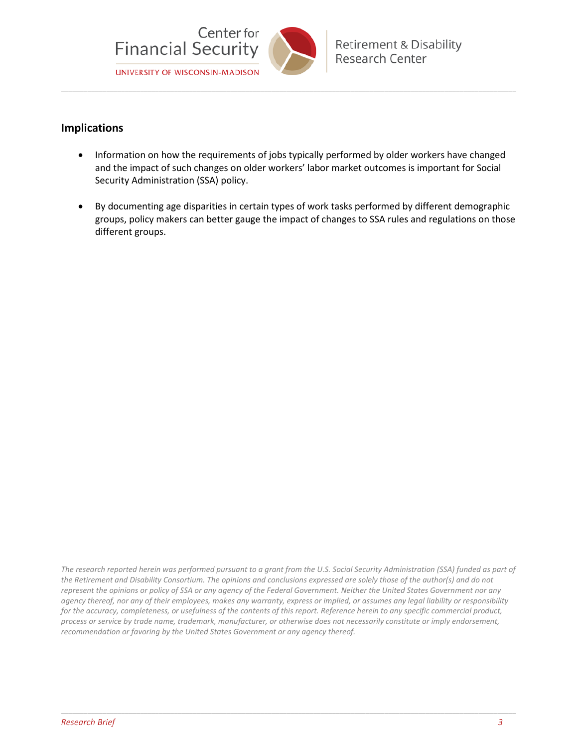## Implications

- Information on how the requirements of jobs typically performed by older workers have changed and the impact of such changes on older workers' labor market outcomes is important for Social Security Administration (SSA) policy.

- By documenting age disparities in certain types of work tasks performed by different demographic groups, policy makers can better gauge the impact of changes to SSA rules and regulations on those different groups.

*The research reported herein was performed pursuant to a grant from the U.S. Social Security Administration (SSA) funded as part of the Retirement and Disability Consortium. The opinions and conclusions expressed are solely those of the author(s) and do not represent the opinions or policy of SSA or any agency of the Federal Government. Neither the United States Government nor any agency thereof, nor any of their employees, makes any warranty, express or implied, or assumes any legal liability or responsibility for the accuracy, completeness, or usefulness of the contents of this report. Reference herein to any specific commercial product, process or service by trade name, trademark, manufacturer, or otherwise does not necessarily constitute or imply endorsement, recommendation or favoring by the United States Government or any agency thereof.*